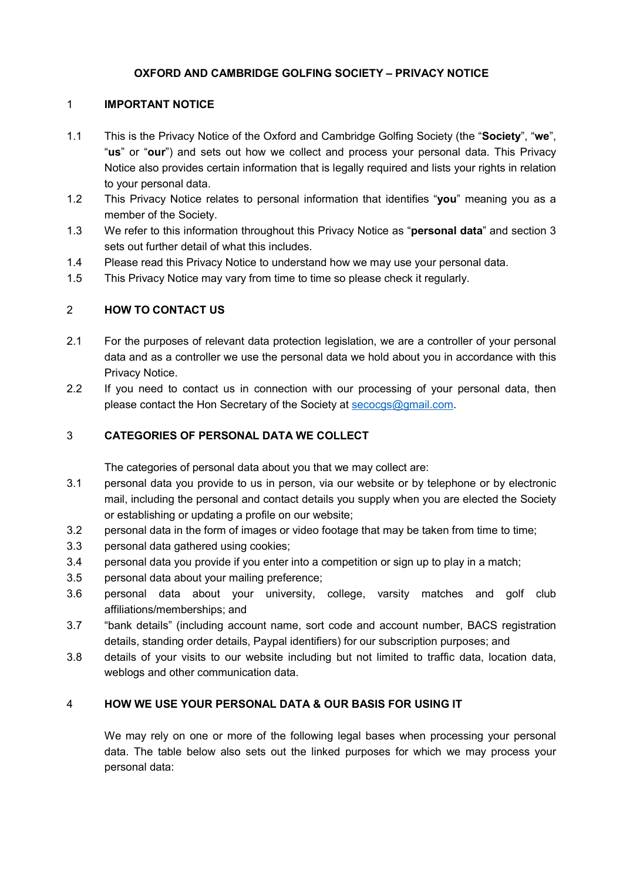# OXFORD AND CAMBRIDGE GOLFING SOCIETY – PRIVACY NOTICE

## 1 IMPORTANT NOTICE

1.1 This is the Privacy Notice of the Oxford and Cambridge Golfing Society (the "**Society**", "**we**", "**us**" or "**our**") and sets out how we collect and process your personal data. This Privacy Notice also provides certain information that is legally required and lists your rights in relation to your personal data.

1.2 This Privacy Notice relates to personal information that identifies "**you**" meaning you as a member of the Society.

1.3 We refer to this information throughout this Privacy Notice as "**personal data**" and section 3 sets out further detail of what this includes.

1.4 Please read this Privacy Notice to understand how we may use your personal data.

1.5 This Privacy Notice may vary from time to time so please check it regularly.

## 2 HOW TO CONTACT US

2.1 For the purposes of relevant data protection legislation, we are a controller of your personal data and as a controller we use the personal data we hold about you in accordance with this Privacy Notice.

2.2 If you need to contact us in connection with our processing of your personal data, then please contact the Hon Secretary of the Society at secocgs@gmail.com.

## 3 CATEGORIES OF PERSONAL DATA WE COLLECT

The categories of personal data about you that we may collect are:

3.1 personal data you provide to us in person, via our website or by telephone or by electronic mail, including the personal and contact details you supply when you are elected the Society or establishing or updating a profile on our website;

3.2 personal data in the form of images or video footage that may be taken from time to time;

3.3 personal data gathered using cookies;

3.4 personal data you provide if you enter into a competition or sign up to play in a match;

3.5 personal data about your mailing preference;

3.6 personal data about your university, college, varsity matches and golf club affiliations/memberships; and

3.7 "bank details" (including account name, sort code and account number, BACS registration details, standing order details, Paypal identifiers) for our subscription purposes; and

3.8 details of your visits to our website including but not limited to traffic data, location data, weblogs and other communication data.

## 4 HOW WE USE YOUR PERSONAL DATA & OUR BASIS FOR USING IT

We may rely on one or more of the following legal bases when processing your personal data. The table below also sets out the linked purposes for which we may process your personal data: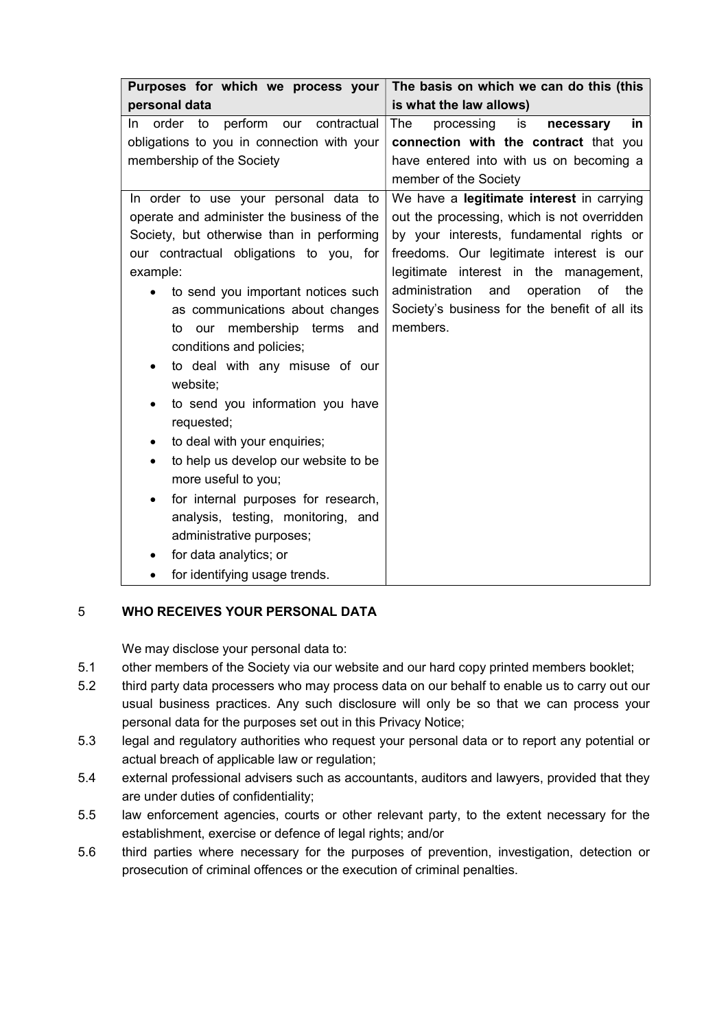| Purposes for which we process your personal data | The basis on which we can do this (this is what the law allows) |
| --- | --- |
| In order to perform our contractual obligations to you in connection with your membership of the Society | The processing is **necessary in connection with the contract** that you have entered into with us on becoming a member of the Society |
| In order to use your personal data to operate and administer the business of the Society, but otherwise than in performing our contractual obligations to you, for example:<br>• to send you important notices such as communications about changes to our membership terms and conditions and policies;<br>• to deal with any misuse of our website;<br>• to send you information you have requested;<br>• to deal with your enquiries;<br>• to help us develop our website to be more useful to you;<br>• for internal purposes for research, analysis, testing, monitoring, and administrative purposes;<br>• for data analytics; or<br>• for identifying usage trends. | We have a **legitimate interest** in carrying out the processing, which is not overridden by your interests, fundamental rights or freedoms. Our legitimate interest is our legitimate interest in the management, administration and operation of the Society's business for the benefit of all its members. |

## 5 WHO RECEIVES YOUR PERSONAL DATA

We may disclose your personal data to:

5.1 other members of the Society via our website and our hard copy printed members booklet;

5.2 third party data processers who may process data on our behalf to enable us to carry out our usual business practices. Any such disclosure will only be so that we can process your personal data for the purposes set out in this Privacy Notice;

5.3 legal and regulatory authorities who request your personal data or to report any potential or actual breach of applicable law or regulation;

5.4 external professional advisers such as accountants, auditors and lawyers, provided that they are under duties of confidentiality;

5.5 law enforcement agencies, courts or other relevant party, to the extent necessary for the establishment, exercise or defence of legal rights; and/or

5.6 third parties where necessary for the purposes of prevention, investigation, detection or prosecution of criminal offences or the execution of criminal penalties.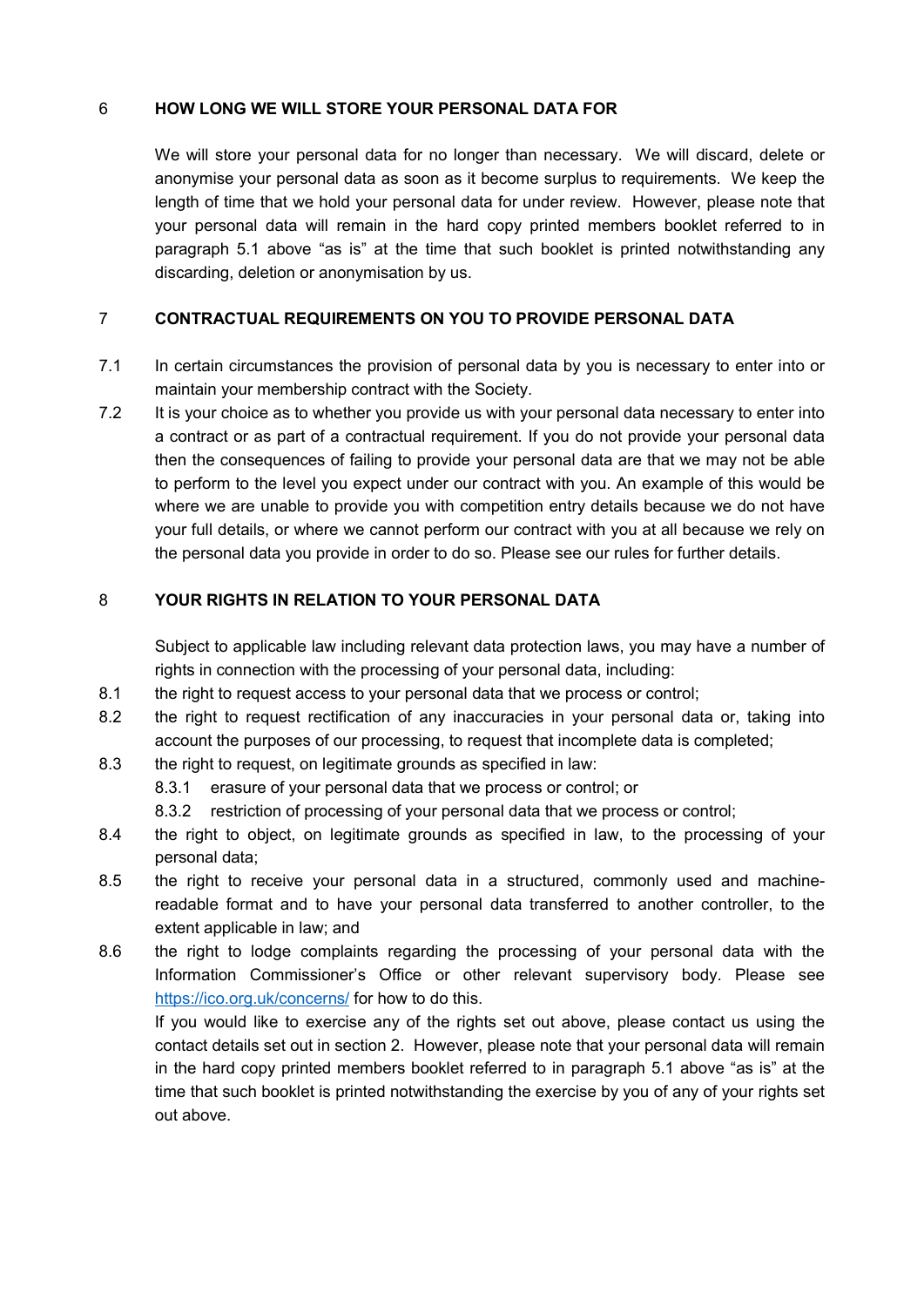## 6 HOW LONG WE WILL STORE YOUR PERSONAL DATA FOR

We will store your personal data for no longer than necessary. We will discard, delete or anonymise your personal data as soon as it become surplus to requirements. We keep the length of time that we hold your personal data for under review. However, please note that your personal data will remain in the hard copy printed members booklet referred to in paragraph 5.1 above "as is" at the time that such booklet is printed notwithstanding any discarding, deletion or anonymisation by us.

## 7 CONTRACTUAL REQUIREMENTS ON YOU TO PROVIDE PERSONAL DATA

7.1 In certain circumstances the provision of personal data by you is necessary to enter into or maintain your membership contract with the Society.

7.2 It is your choice as to whether you provide us with your personal data necessary to enter into a contract or as part of a contractual requirement. If you do not provide your personal data then the consequences of failing to provide your personal data are that we may not be able to perform to the level you expect under our contract with you. An example of this would be where we are unable to provide you with competition entry details because we do not have your full details, or where we cannot perform our contract with you at all because we rely on the personal data you provide in order to do so. Please see our rules for further details.

## 8 YOUR RIGHTS IN RELATION TO YOUR PERSONAL DATA

Subject to applicable law including relevant data protection laws, you may have a number of rights in connection with the processing of your personal data, including:

8.1 the right to request access to your personal data that we process or control;

8.2 the right to request rectification of any inaccuracies in your personal data or, taking into account the purposes of our processing, to request that incomplete data is completed;

8.3 the right to request, on legitimate grounds as specified in law:

- 8.3.1 erasure of your personal data that we process or control; or
- 8.3.2 restriction of processing of your personal data that we process or control;

8.4 the right to object, on legitimate grounds as specified in law, to the processing of your personal data;

8.5 the right to receive your personal data in a structured, commonly used and machine-readable format and to have your personal data transferred to another controller, to the extent applicable in law; and

8.6 the right to lodge complaints regarding the processing of your personal data with the Information Commissioner's Office or other relevant supervisory body. Please see https://ico.org.uk/concerns/ for how to do this.

If you would like to exercise any of the rights set out above, please contact us using the contact details set out in section 2. However, please note that your personal data will remain in the hard copy printed members booklet referred to in paragraph 5.1 above "as is" at the time that such booklet is printed notwithstanding the exercise by you of any of your rights set out above.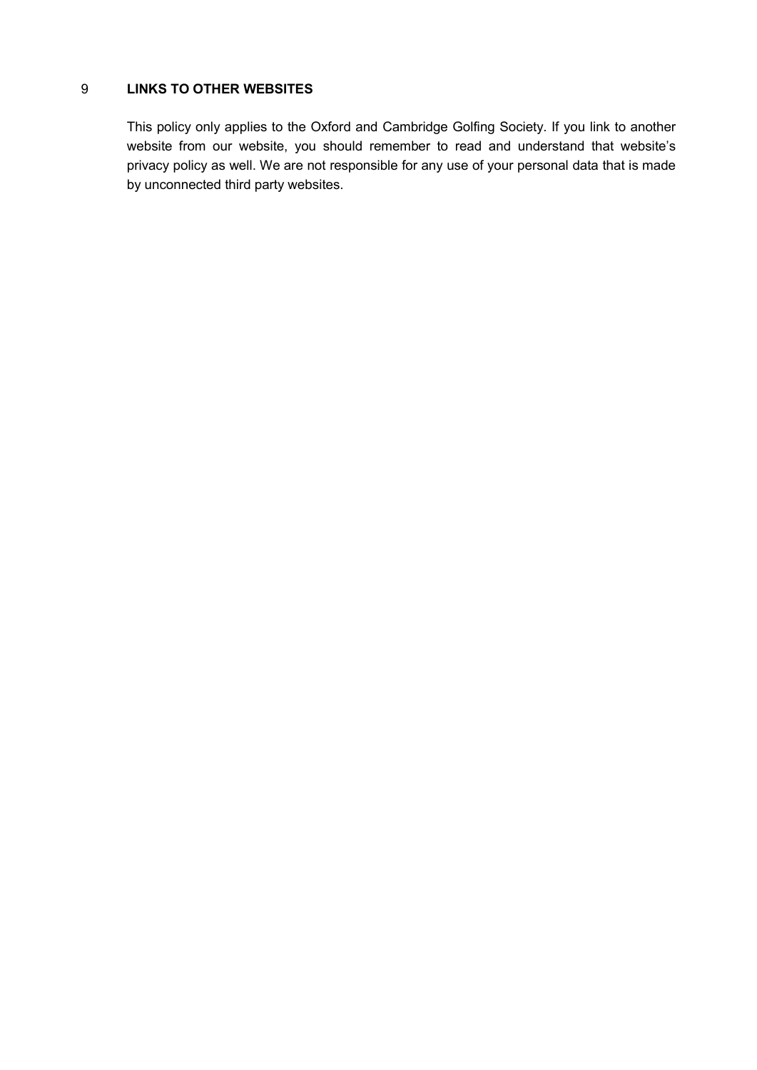## 9 LINKS TO OTHER WEBSITES

This policy only applies to the Oxford and Cambridge Golfing Society. If you link to another website from our website, you should remember to read and understand that website's privacy policy as well. We are not responsible for any use of your personal data that is made by unconnected third party websites.